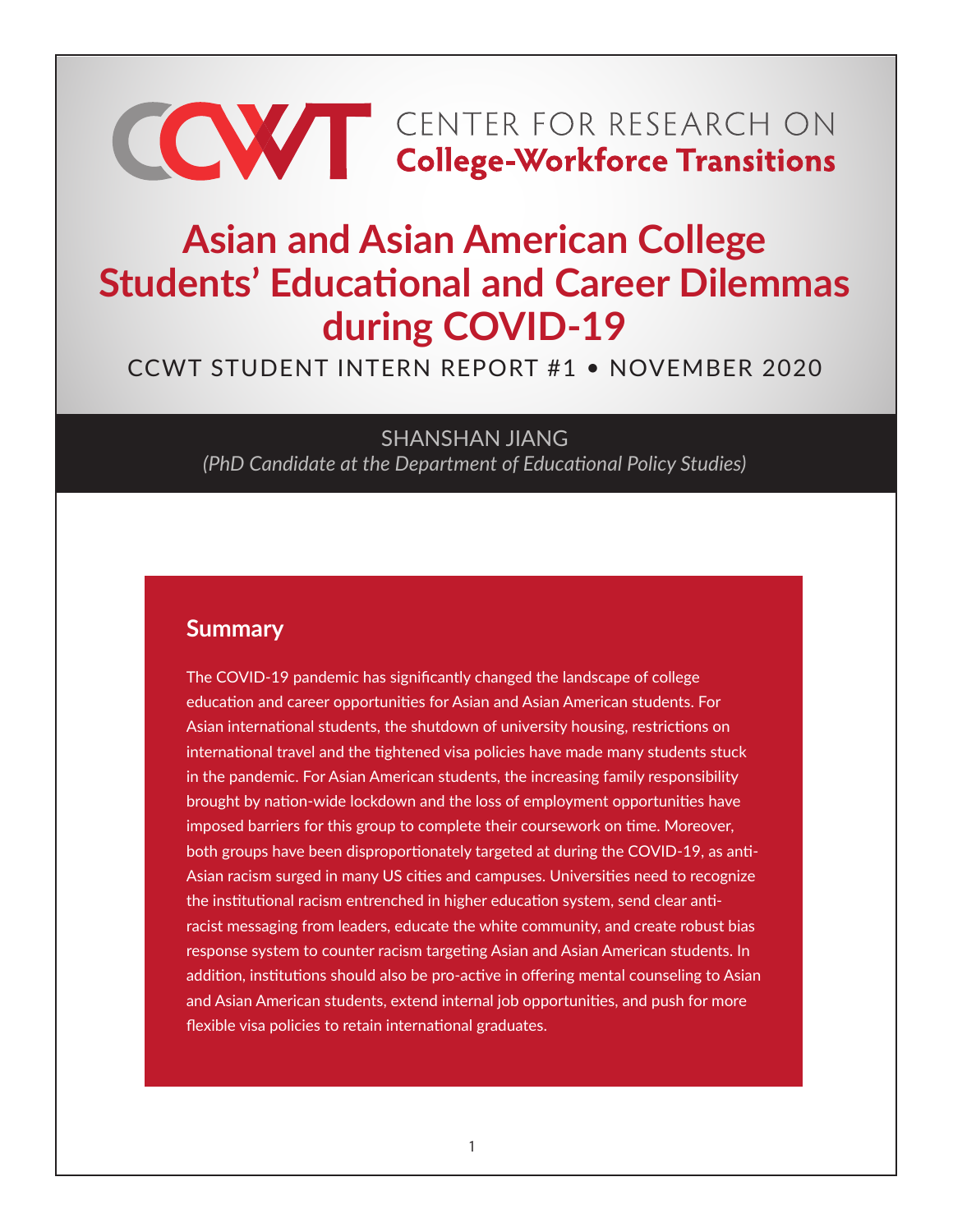CCWT CENTER FOR RESEARCH ON **College-Workforce Transitions**

# Asian and Asian American College Students' Educational and Career Dilemmas during COVID-19

CCWT STUDENT INTERN REPORT #1 • NOVEMBER 2020

SHANSHAN JIANG

*(PhD Candidate at the Department of Educational Policy Studies)*

## Summary

The COVID-19 pandemic has significantly changed the landscape of college education and career opportunities for Asian and Asian American students. For Asian international students, the shutdown of university housing, restrictions on international travel and the tightened visa policies have made many students stuck in the pandemic. For Asian American students, the increasing family responsibility brought by nation-wide lockdown and the loss of employment opportunities have imposed barriers for this group to complete their coursework on time. Moreover, both groups have been disproportionately targeted at during the COVID-19, as anti-Asian racism surged in many US cities and campuses. Universities need to recognize the institutional racism entrenched in higher education system, send clear anti-racist messaging from leaders, educate the white community, and create robust bias response system to counter racism targeting Asian and Asian American students. In addition, institutions should also be pro-active in offering mental counseling to Asian and Asian American students, extend internal job opportunities, and push for more flexible visa policies to retain international graduates.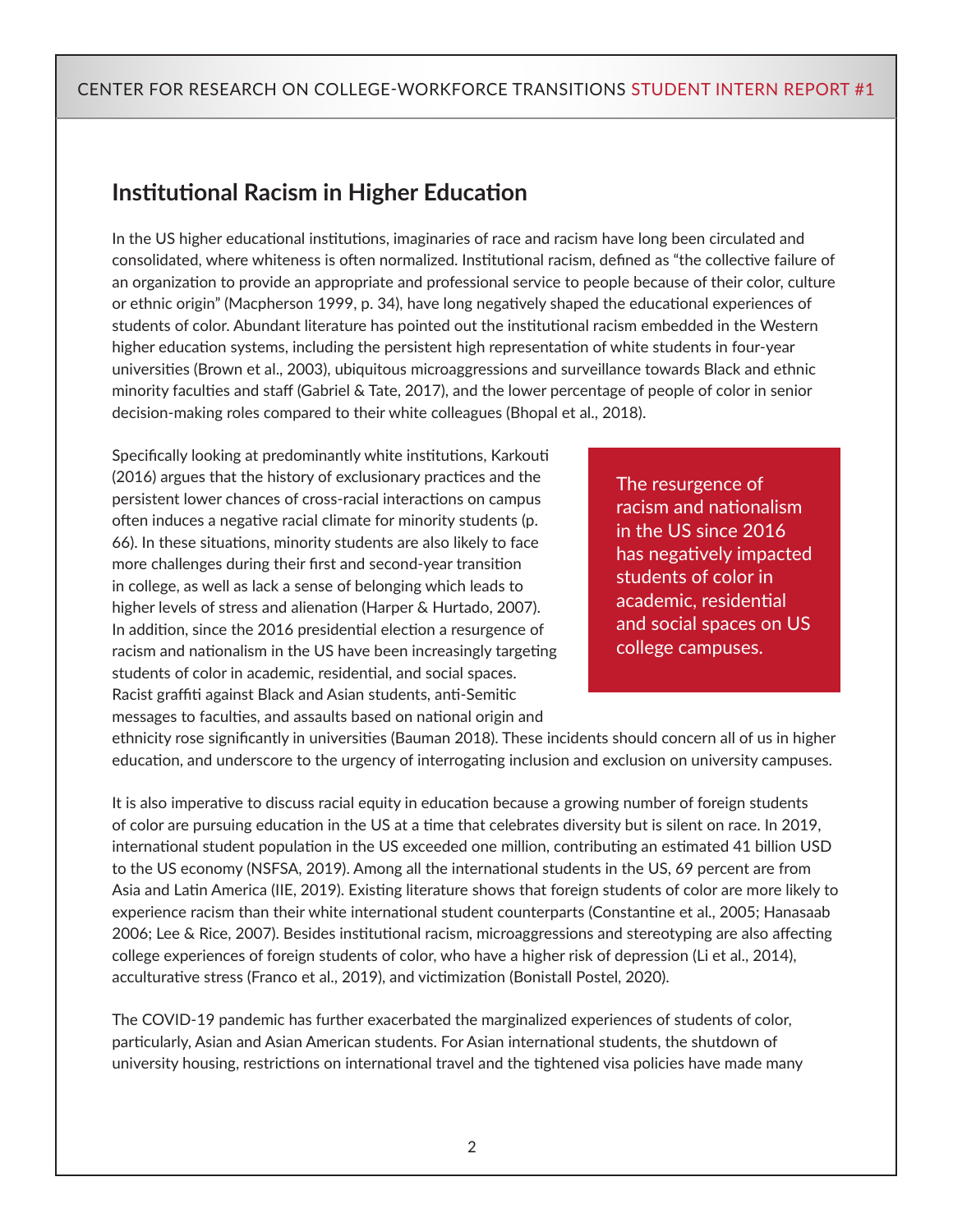## Institutional Racism in Higher Education

In the US higher educational institutions, imaginaries of race and racism have long been circulated and consolidated, where whiteness is often normalized. Institutional racism, defined as "the collective failure of an organization to provide an appropriate and professional service to people because of their color, culture or ethnic origin" (Macpherson 1999, p. 34), have long negatively shaped the educational experiences of students of color. Abundant literature has pointed out the institutional racism embedded in the Western higher education systems, including the persistent high representation of white students in four-year universities (Brown et al., 2003), ubiquitous microaggressions and surveillance towards Black and ethnic minority faculties and staff (Gabriel & Tate, 2017), and the lower percentage of people of color in senior decision-making roles compared to their white colleagues (Bhopal et al., 2018).

Specifically looking at predominantly white institutions, Karkouti (2016) argues that the history of exclusionary practices and the persistent lower chances of cross-racial interactions on campus often induces a negative racial climate for minority students (p. 66). In these situations, minority students are also likely to face more challenges during their first and second-year transition in college, as well as lack a sense of belonging which leads to higher levels of stress and alienation (Harper & Hurtado, 2007). In addition, since the 2016 presidential election a resurgence of racism and nationalism in the US have been increasingly targeting students of color in academic, residential, and social spaces. Racist graffiti against Black and Asian students, anti-Semitic messages to faculties, and assaults based on national origin and ethnicity rose significantly in universities (Bauman 2018). These incidents should concern all of us in higher education, and underscore to the urgency of interrogating inclusion and exclusion on university campuses.

> The resurgence of racism and nationalism in the US since 2016 has negatively impacted students of color in academic, residential and social spaces on US college campuses.

It is also imperative to discuss racial equity in education because a growing number of foreign students of color are pursuing education in the US at a time that celebrates diversity but is silent on race. In 2019, international student population in the US exceeded one million, contributing an estimated 41 billion USD to the US economy (NSFSA, 2019). Among all the international students in the US, 69 percent are from Asia and Latin America (IIE, 2019). Existing literature shows that foreign students of color are more likely to experience racism than their white international student counterparts (Constantine et al., 2005; Hanasaab 2006; Lee & Rice, 2007). Besides institutional racism, microaggressions and stereotyping are also affecting college experiences of foreign students of color, who have a higher risk of depression (Li et al., 2014), acculturative stress (Franco et al., 2019), and victimization (Bonistall Postel, 2020).

The COVID-19 pandemic has further exacerbated the marginalized experiences of students of color, particularly, Asian and Asian American students. For Asian international students, the shutdown of university housing, restrictions on international travel and the tightened visa policies have made many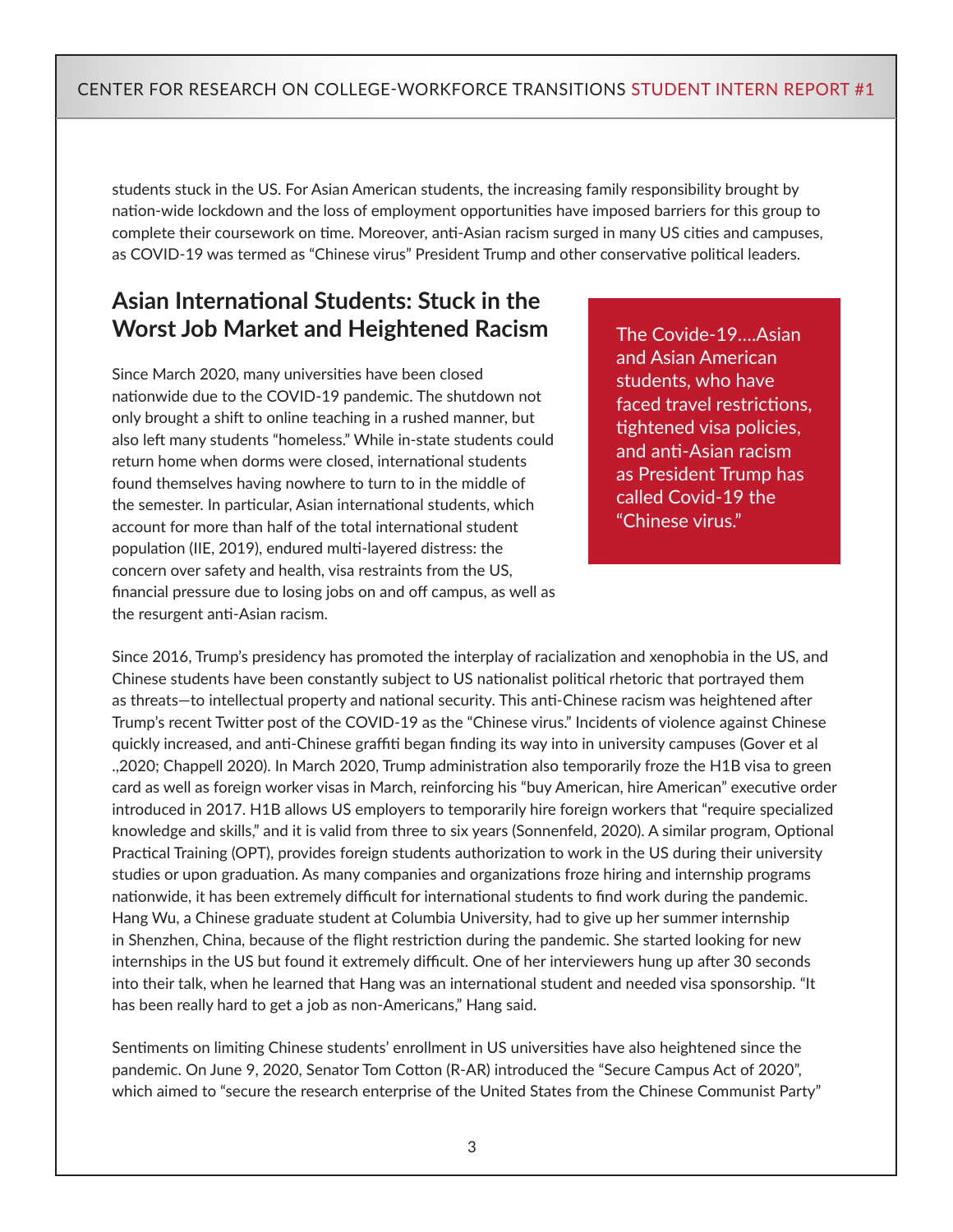students stuck in the US. For Asian American students, the increasing family responsibility brought by nation-wide lockdown and the loss of employment opportunities have imposed barriers for this group to complete their coursework on time. Moreover, anti-Asian racism surged in many US cities and campuses, as COVID-19 was termed as "Chinese virus" President Trump and other conservative political leaders.

## Asian International Students: Stuck in the Worst Job Market and Heightened Racism

> The Covide-19….Asian and Asian American students, who have faced travel restrictions, tightened visa policies, and anti-Asian racism as President Trump has called Covid-19 the "Chinese virus."

Since March 2020, many universities have been closed nationwide due to the COVID-19 pandemic. The shutdown not only brought a shift to online teaching in a rushed manner, but also left many students "homeless." While in-state students could return home when dorms were closed, international students found themselves having nowhere to turn to in the middle of the semester. In particular, Asian international students, which account for more than half of the total international student population (IIE, 2019), endured multi-layered distress: the concern over safety and health, visa restraints from the US, financial pressure due to losing jobs on and off campus, as well as the resurgent anti-Asian racism.

Since 2016, Trump's presidency has promoted the interplay of racialization and xenophobia in the US, and Chinese students have been constantly subject to US nationalist political rhetoric that portrayed them as threats—to intellectual property and national security. This anti-Chinese racism was heightened after Trump's recent Twitter post of the COVID-19 as the "Chinese virus." Incidents of violence against Chinese quickly increased, and anti-Chinese graffiti began finding its way into in university campuses (Gover et al .,2020; Chappell 2020). In March 2020, Trump administration also temporarily froze the H1B visa to green card as well as foreign worker visas in March, reinforcing his "buy American, hire American" executive order introduced in 2017. H1B allows US employers to temporarily hire foreign workers that "require specialized knowledge and skills," and it is valid from three to six years (Sonnenfeld, 2020). A similar program, Optional Practical Training (OPT), provides foreign students authorization to work in the US during their university studies or upon graduation. As many companies and organizations froze hiring and internship programs nationwide, it has been extremely difficult for international students to find work during the pandemic. Hang Wu, a Chinese graduate student at Columbia University, had to give up her summer internship in Shenzhen, China, because of the flight restriction during the pandemic. She started looking for new internships in the US but found it extremely difficult. One of her interviewers hung up after 30 seconds into their talk, when he learned that Hang was an international student and needed visa sponsorship. "It has been really hard to get a job as non-Americans," Hang said.

Sentiments on limiting Chinese students' enrollment in US universities have also heightened since the pandemic. On June 9, 2020, Senator Tom Cotton (R-AR) introduced the "Secure Campus Act of 2020", which aimed to "secure the research enterprise of the United States from the Chinese Communist Party"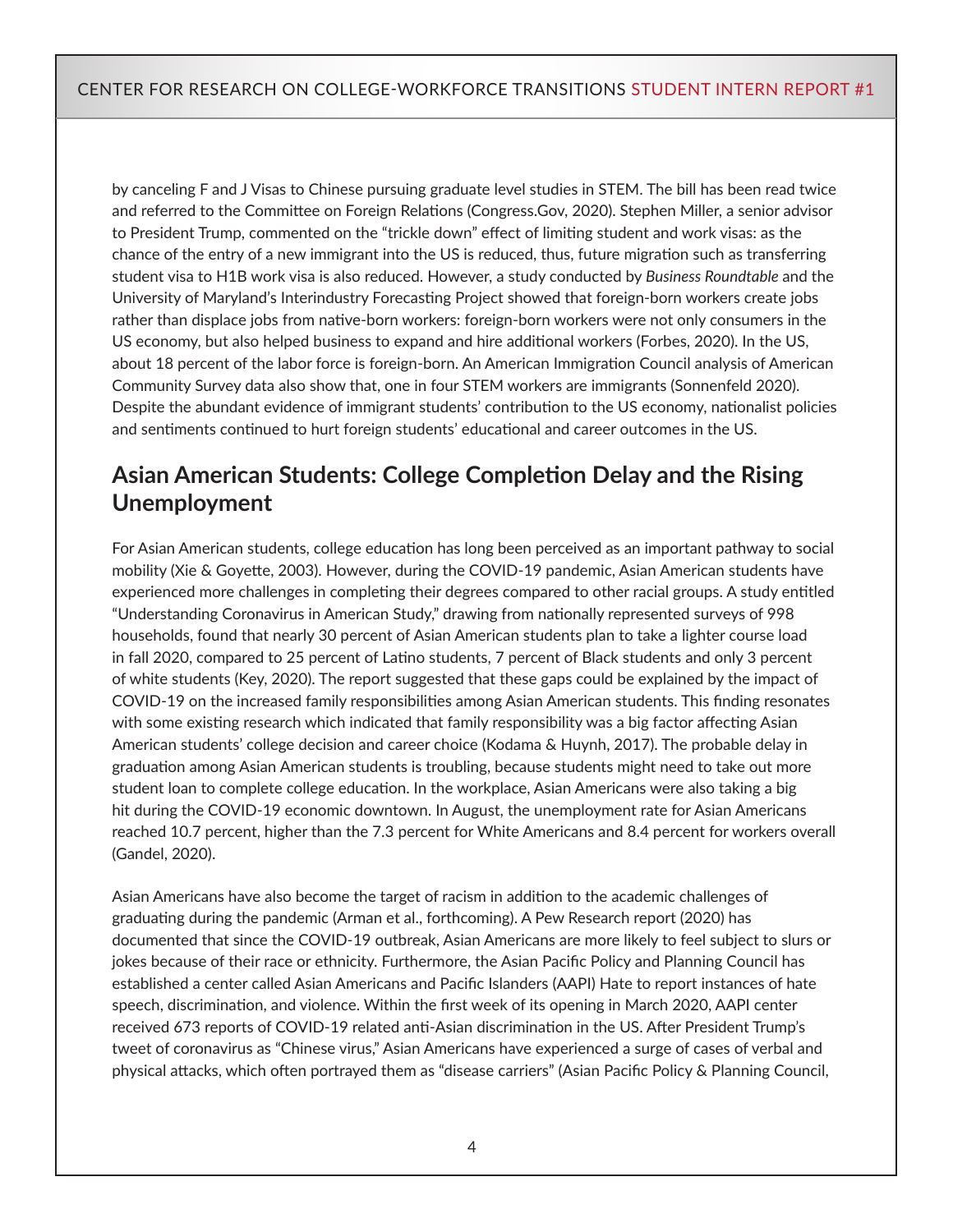by canceling F and J Visas to Chinese pursuing graduate level studies in STEM. The bill has been read twice and referred to the Committee on Foreign Relations (Congress.Gov, 2020). Stephen Miller, a senior advisor to President Trump, commented on the "trickle down" effect of limiting student and work visas: as the chance of the entry of a new immigrant into the US is reduced, thus, future migration such as transferring student visa to H1B work visa is also reduced. However, a study conducted by *Business Roundtable* and the University of Maryland's Interindustry Forecasting Project showed that foreign-born workers create jobs rather than displace jobs from native-born workers: foreign-born workers were not only consumers in the US economy, but also helped business to expand and hire additional workers (Forbes, 2020). In the US, about 18 percent of the labor force is foreign-born. An American Immigration Council analysis of American Community Survey data also show that, one in four STEM workers are immigrants (Sonnenfeld 2020). Despite the abundant evidence of immigrant students' contribution to the US economy, nationalist policies and sentiments continued to hurt foreign students' educational and career outcomes in the US.

## Asian American Students: College Completion Delay and the Rising Unemployment

For Asian American students, college education has long been perceived as an important pathway to social mobility (Xie & Goyette, 2003). However, during the COVID-19 pandemic, Asian American students have experienced more challenges in completing their degrees compared to other racial groups. A study entitled "Understanding Coronavirus in American Study," drawing from nationally represented surveys of 998 households, found that nearly 30 percent of Asian American students plan to take a lighter course load in fall 2020, compared to 25 percent of Latino students, 7 percent of Black students and only 3 percent of white students (Key, 2020). The report suggested that these gaps could be explained by the impact of COVID-19 on the increased family responsibilities among Asian American students. This finding resonates with some existing research which indicated that family responsibility was a big factor affecting Asian American students' college decision and career choice (Kodama & Huynh, 2017). The probable delay in graduation among Asian American students is troubling, because students might need to take out more student loan to complete college education. In the workplace, Asian Americans were also taking a big hit during the COVID-19 economic downtown. In August, the unemployment rate for Asian Americans reached 10.7 percent, higher than the 7.3 percent for White Americans and 8.4 percent for workers overall (Gandel, 2020).

Asian Americans have also become the target of racism in addition to the academic challenges of graduating during the pandemic (Arman et al., forthcoming). A Pew Research report (2020) has documented that since the COVID-19 outbreak, Asian Americans are more likely to feel subject to slurs or jokes because of their race or ethnicity. Furthermore, the Asian Pacific Policy and Planning Council has established a center called Asian Americans and Pacific Islanders (AAPI) Hate to report instances of hate speech, discrimination, and violence. Within the first week of its opening in March 2020, AAPI center received 673 reports of COVID-19 related anti-Asian discrimination in the US. After President Trump's tweet of coronavirus as "Chinese virus," Asian Americans have experienced a surge of cases of verbal and physical attacks, which often portrayed them as "disease carriers" (Asian Pacific Policy & Planning Council,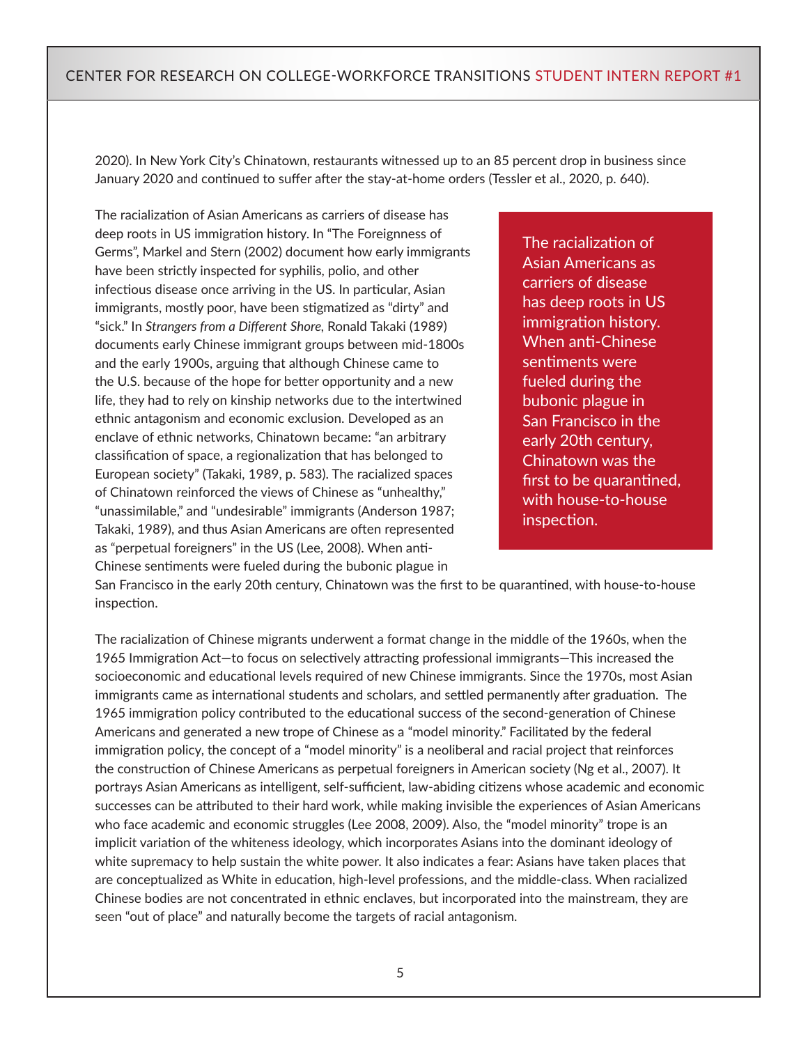2020). In New York City's Chinatown, restaurants witnessed up to an 85 percent drop in business since January 2020 and continued to suffer after the stay-at-home orders (Tessler et al., 2020, p. 640).

The racialization of Asian Americans as carriers of disease has deep roots in US immigration history. In "The Foreignness of Germs", Markel and Stern (2002) document how early immigrants have been strictly inspected for syphilis, polio, and other infectious disease once arriving in the US. In particular, Asian immigrants, mostly poor, have been stigmatized as "dirty" and "sick." In *Strangers from a Different Shore*, Ronald Takaki (1989) documents early Chinese immigrant groups between mid-1800s and the early 1900s, arguing that although Chinese came to the U.S. because of the hope for better opportunity and a new life, they had to rely on kinship networks due to the intertwined ethnic antagonism and economic exclusion. Developed as an enclave of ethnic networks, Chinatown became: "an arbitrary classification of space, a regionalization that has belonged to European society" (Takaki, 1989, p. 583). The racialized spaces of Chinatown reinforced the views of Chinese as "unhealthy," "unassimilable," and "undesirable" immigrants (Anderson 1987; Takaki, 1989), and thus Asian Americans are often represented as "perpetual foreigners" in the US (Lee, 2008). When anti-Chinese sentiments were fueled during the bubonic plague in San Francisco in the early 20th century, Chinatown was the first to be quarantined, with house-to-house inspection.

> The racialization of Asian Americans as carriers of disease has deep roots in US immigration history. When anti-Chinese sentiments were fueled during the bubonic plague in San Francisco in the early 20th century, Chinatown was the first to be quarantined, with house-to-house inspection.

The racialization of Chinese migrants underwent a format change in the middle of the 1960s, when the 1965 Immigration Act—to focus on selectively attracting professional immigrants—This increased the socioeconomic and educational levels required of new Chinese immigrants. Since the 1970s, most Asian immigrants came as international students and scholars, and settled permanently after graduation. The 1965 immigration policy contributed to the educational success of the second-generation of Chinese Americans and generated a new trope of Chinese as a "model minority." Facilitated by the federal immigration policy, the concept of a "model minority" is a neoliberal and racial project that reinforces the construction of Chinese Americans as perpetual foreigners in American society (Ng et al., 2007). It portrays Asian Americans as intelligent, self-sufficient, law-abiding citizens whose academic and economic successes can be attributed to their hard work, while making invisible the experiences of Asian Americans who face academic and economic struggles (Lee 2008, 2009). Also, the "model minority" trope is an implicit variation of the whiteness ideology, which incorporates Asians into the dominant ideology of white supremacy to help sustain the white power. It also indicates a fear: Asians have taken places that are conceptualized as White in education, high-level professions, and the middle-class. When racialized Chinese bodies are not concentrated in ethnic enclaves, but incorporated into the mainstream, they are seen "out of place" and naturally become the targets of racial antagonism.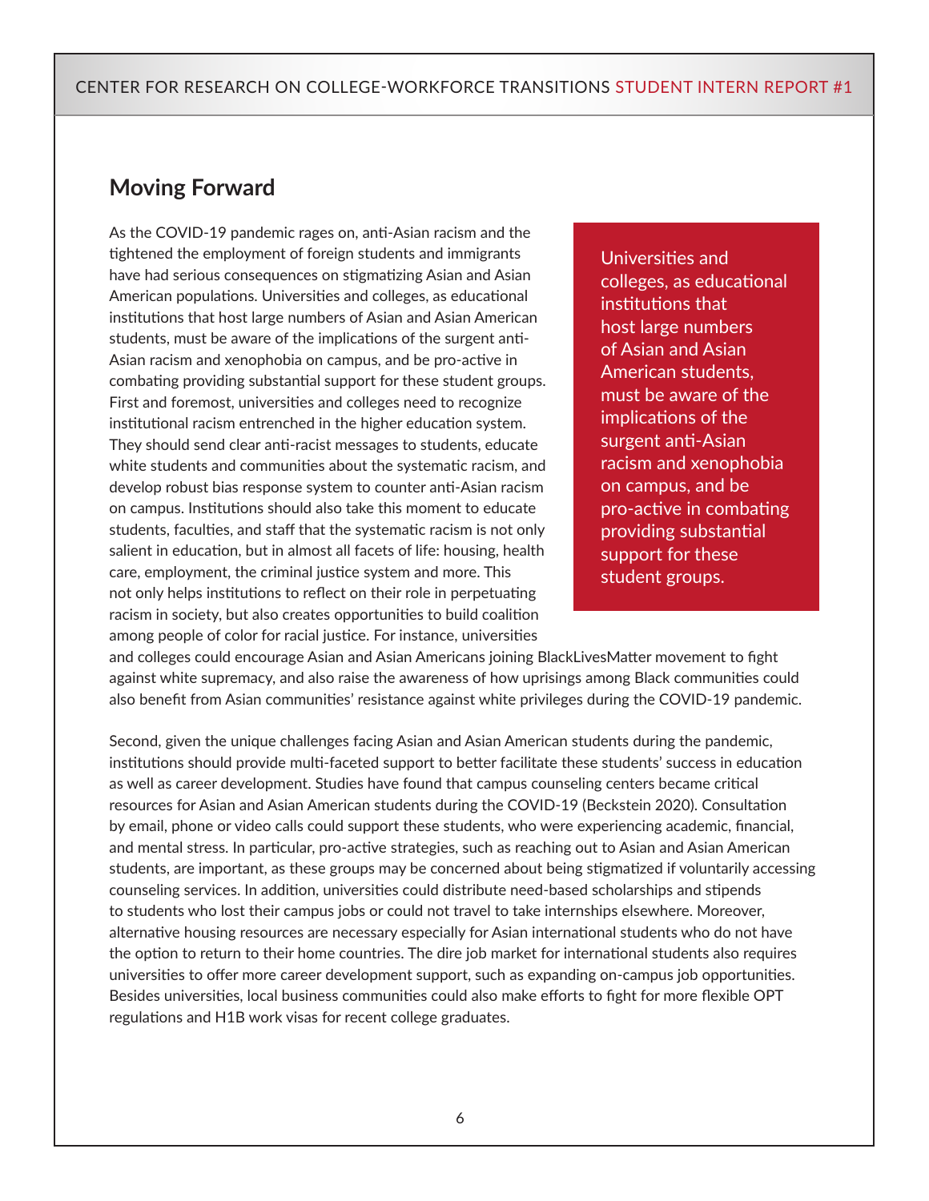## Moving Forward

As the COVID-19 pandemic rages on, anti-Asian racism and the tightened the employment of foreign students and immigrants have had serious consequences on stigmatizing Asian and Asian American populations. Universities and colleges, as educational institutions that host large numbers of Asian and Asian American students, must be aware of the implications of the surgent anti-Asian racism and xenophobia on campus, and be pro-active in combating providing substantial support for these student groups. First and foremost, universities and colleges need to recognize institutional racism entrenched in the higher education system. They should send clear anti-racist messages to students, educate white students and communities about the systematic racism, and develop robust bias response system to counter anti-Asian racism on campus. Institutions should also take this moment to educate students, faculties, and staff that the systematic racism is not only salient in education, but in almost all facets of life: housing, health care, employment, the criminal justice system and more. This not only helps institutions to reflect on their role in perpetuating racism in society, but also creates opportunities to build coalition among people of color for racial justice. For instance, universities and colleges could encourage Asian and Asian Americans joining BlackLivesMatter movement to fight against white supremacy, and also raise the awareness of how uprisings among Black communities could also benefit from Asian communities' resistance against white privileges during the COVID-19 pandemic.

> Universities and colleges, as educational institutions that host large numbers of Asian and Asian American students, must be aware of the implications of the surgent anti-Asian racism and xenophobia on campus, and be pro-active in combating providing substantial support for these student groups.

Second, given the unique challenges facing Asian and Asian American students during the pandemic, institutions should provide multi-faceted support to better facilitate these students' success in education as well as career development. Studies have found that campus counseling centers became critical resources for Asian and Asian American students during the COVID-19 (Beckstein 2020). Consultation by email, phone or video calls could support these students, who were experiencing academic, financial, and mental stress. In particular, pro-active strategies, such as reaching out to Asian and Asian American students, are important, as these groups may be concerned about being stigmatized if voluntarily accessing counseling services. In addition, universities could distribute need-based scholarships and stipends to students who lost their campus jobs or could not travel to take internships elsewhere. Moreover, alternative housing resources are necessary especially for Asian international students who do not have the option to return to their home countries. The dire job market for international students also requires universities to offer more career development support, such as expanding on-campus job opportunities. Besides universities, local business communities could also make efforts to fight for more flexible OPT regulations and H1B work visas for recent college graduates.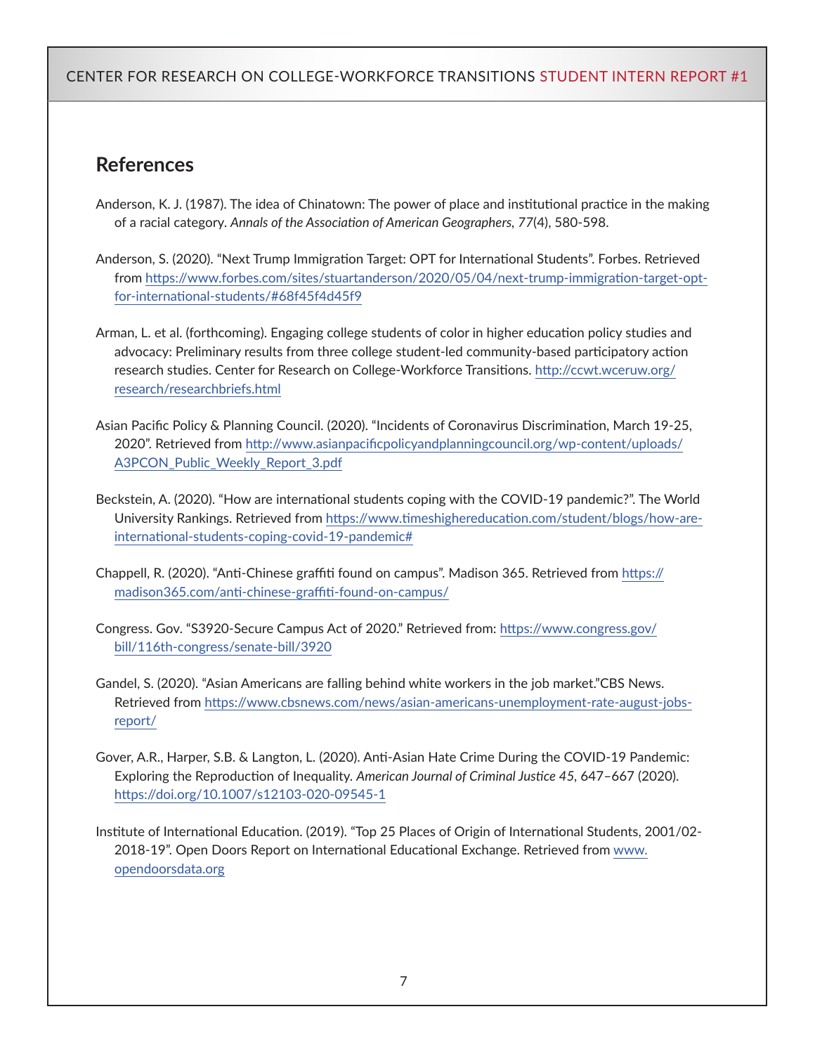## References

Anderson, K. J. (1987). The idea of Chinatown: The power of place and institutional practice in the making of a racial category. *Annals of the Association of American Geographers*, *77*(4), 580-598.

Anderson, S. (2020). "Next Trump Immigration Target: OPT for International Students". Forbes. Retrieved from https://www.forbes.com/sites/stuartanderson/2020/05/04/next-trump-immigration-target-opt-for-international-students/#68f45f4d45f9

Arman, L. et al. (forthcoming). Engaging college students of color in higher education policy studies and advocacy: Preliminary results from three college student-led community-based participatory action research studies. Center for Research on College-Workforce Transitions. http://ccwt.wceruw.org/research/researchbriefs.html

Asian Pacific Policy & Planning Council. (2020). "Incidents of Coronavirus Discrimination, March 19-25, 2020". Retrieved from http://www.asianpacificpolicyandplanningcouncil.org/wp-content/uploads/A3PCON_Public_Weekly_Report_3.pdf

Beckstein, A. (2020). "How are international students coping with the COVID-19 pandemic?". The World University Rankings. Retrieved from https://www.timeshighereducation.com/student/blogs/how-are-international-students-coping-covid-19-pandemic#

Chappell, R. (2020). "Anti-Chinese graffiti found on campus". Madison 365. Retrieved from https://madison365.com/anti-chinese-graffiti-found-on-campus/

Congress. Gov. "S3920-Secure Campus Act of 2020." Retrieved from: https://www.congress.gov/bill/116th-congress/senate-bill/3920

Gandel, S. (2020). "Asian Americans are falling behind white workers in the job market."CBS News. Retrieved from https://www.cbsnews.com/news/asian-americans-unemployment-rate-august-jobs-report/

Gover, A.R., Harper, S.B. & Langton, L. (2020). Anti-Asian Hate Crime During the COVID-19 Pandemic: Exploring the Reproduction of Inequality. *American Journal of Criminal Justice 45*, 647–667 (2020). https://doi.org/10.1007/s12103-020-09545-1

Institute of International Education. (2019). "Top 25 Places of Origin of International Students, 2001/02-2018-19". Open Doors Report on International Educational Exchange. Retrieved from www.opendoorsdata.org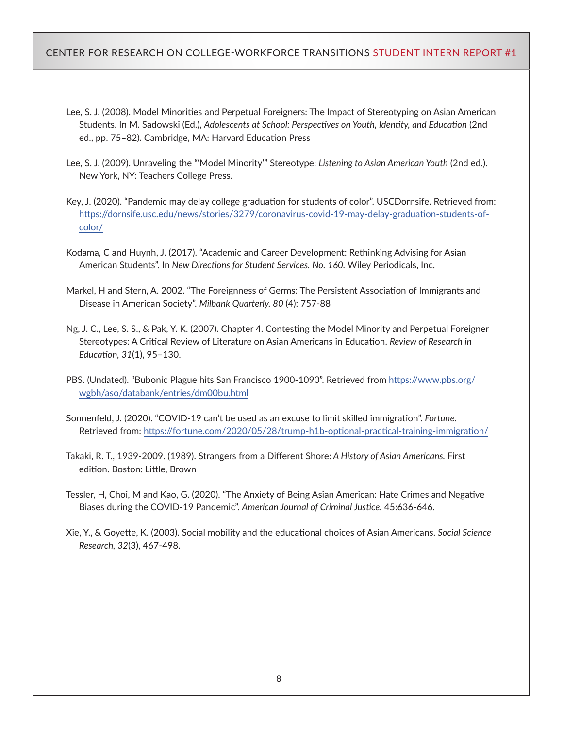Lee, S. J. (2008). Model Minorities and Perpetual Foreigners: The Impact of Stereotyping on Asian American Students. In M. Sadowski (Ed.), *Adolescents at School: Perspectives on Youth, Identity, and Education* (2nd ed., pp. 75–82). Cambridge, MA: Harvard Education Press

Lee, S. J. (2009). Unraveling the "'Model Minority'" Stereotype: *Listening to Asian American Youth* (2nd ed.). New York, NY: Teachers College Press.

Key, J. (2020). "Pandemic may delay college graduation for students of color". USCDornsife. Retrieved from: https://dornsife.usc.edu/news/stories/3279/coronavirus-covid-19-may-delay-graduation-students-of-color/

Kodama, C and Huynh, J. (2017). "Academic and Career Development: Rethinking Advising for Asian American Students". In *New Directions for Student Services. No. 160.* Wiley Periodicals, Inc.

Markel, H and Stern, A. 2002. "The Foreignness of Germs: The Persistent Association of Immigrants and Disease in American Society". *Milbank Quarterly. 80* (4): 757-88

Ng, J. C., Lee, S. S., & Pak, Y. K. (2007). Chapter 4. Contesting the Model Minority and Perpetual Foreigner Stereotypes: A Critical Review of Literature on Asian Americans in Education. *Review of Research in Education*, *31*(1), 95–130.

PBS. (Undated). "Bubonic Plague hits San Francisco 1900-1090". Retrieved from https://www.pbs.org/wgbh/aso/databank/entries/dm00bu.html

Sonnenfeld, J. (2020). "COVID-19 can't be used as an excuse to limit skilled immigration". *Fortune.* Retrieved from: https://fortune.com/2020/05/28/trump-h1b-optional-practical-training-immigration/

Takaki, R. T., 1939-2009. (1989). Strangers from a Different Shore: *A History of Asian Americans.* First edition. Boston: Little, Brown

Tessler, H, Choi, M and Kao, G. (2020). "The Anxiety of Being Asian American: Hate Crimes and Negative Biases during the COVID-19 Pandemic". *American Journal of Criminal Justice.* 45:636-646.

Xie, Y., & Goyette, K. (2003). Social mobility and the educational choices of Asian Americans. *Social Science Research*, *32*(3), 467-498.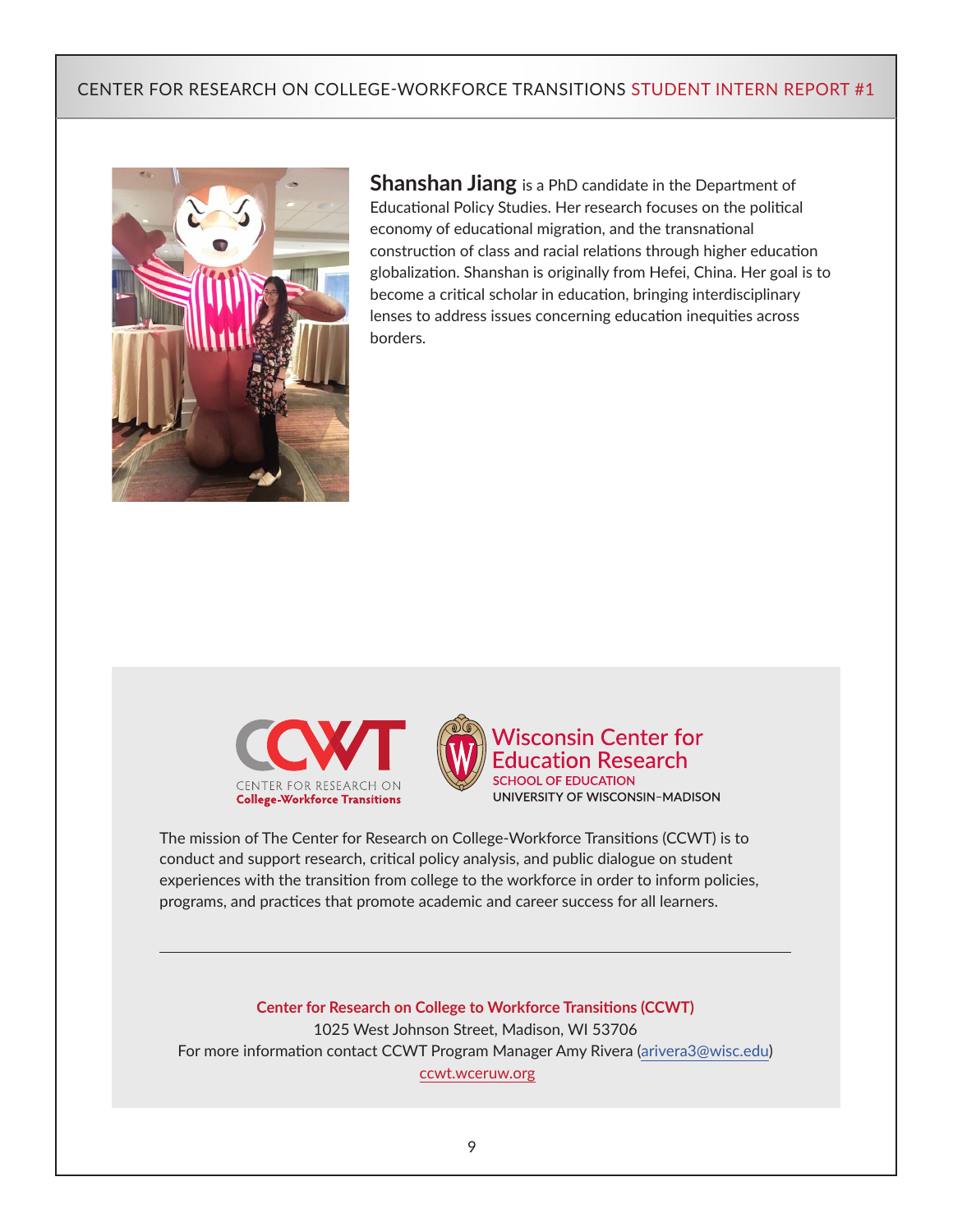**Shanshan Jiang** is a PhD candidate in the Department of Educational Policy Studies. Her research focuses on the political economy of educational migration, and the transnational construction of class and racial relations through higher education globalization. Shanshan is originally from Hefei, China. Her goal is to become a critical scholar in education, bringing interdisciplinary lenses to address issues concerning education inequities across borders.

CCWT
CENTER FOR RESEARCH ON
College-Workforce Transitions

Wisconsin Center for Education Research
SCHOOL OF EDUCATION
UNIVERSITY OF WISCONSIN–MADISON

The mission of The Center for Research on College-Workforce Transitions (CCWT) is to conduct and support research, critical policy analysis, and public dialogue on student experiences with the transition from college to the workforce in order to inform policies, programs, and practices that promote academic and career success for all learners.

---

**Center for Research on College to Workforce Transitions (CCWT)**
1025 West Johnson Street, Madison, WI 53706
For more information contact CCWT Program Manager Amy Rivera (arivera3@wisc.edu)
ccwt.wceruw.org